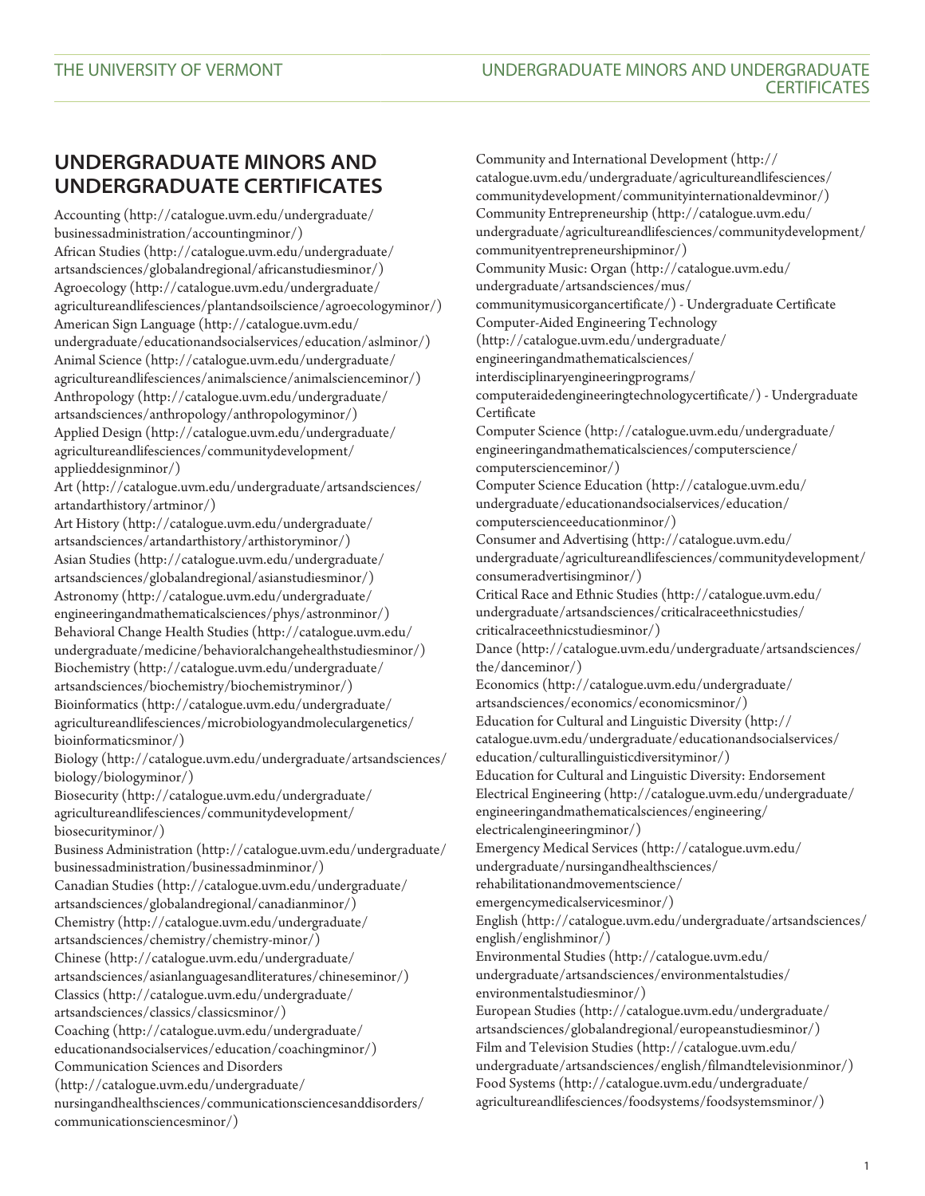# UNDERGRADUATE MINORS AND UNDERGRADUATE CERTIFICATES

Accounting (http://catalogue.uvm.edu/undergraduate/businessadministration/accountingminor/)
African Studies (http://catalogue.uvm.edu/undergraduate/artsandsciences/globalandregional/africanstudiesminor/)
Agroecology (http://catalogue.uvm.edu/undergraduate/agricultureandlifesciences/plantandsoilscience/agroecologyminor/)
American Sign Language (http://catalogue.uvm.edu/undergraduate/educationandsocialservices/education/aslminor/)
Animal Science (http://catalogue.uvm.edu/undergraduate/agricultureandlifesciences/animalscience/animalscienceminor/)
Anthropology (http://catalogue.uvm.edu/undergraduate/artsandsciences/anthropology/anthropologyminor/)
Applied Design (http://catalogue.uvm.edu/undergraduate/agricultureandlifesciences/communitydevelopment/applieddesignminor/)
Art (http://catalogue.uvm.edu/undergraduate/artsandsciences/artandarthistory/artminor/)
Art History (http://catalogue.uvm.edu/undergraduate/artsandsciences/artandarthistory/arthistoryminor/)
Asian Studies (http://catalogue.uvm.edu/undergraduate/artsandsciences/globalandregional/asianstudiesminor/)
Astronomy (http://catalogue.uvm.edu/undergraduate/engineeringandmathematicalsciences/phys/astronminor/)
Behavioral Change Health Studies (http://catalogue.uvm.edu/undergraduate/medicine/behavioralchangehealthstudiesminor/)
Biochemistry (http://catalogue.uvm.edu/undergraduate/artsandsciences/biochemistry/biochemistryminor/)
Bioinformatics (http://catalogue.uvm.edu/undergraduate/agricultureandlifesciences/microbiologyandmoleculargenetics/bioinformaticsminor/)
Biology (http://catalogue.uvm.edu/undergraduate/artsandsciences/biology/biologyminor/)
Biosecurity (http://catalogue.uvm.edu/undergraduate/agricultureandlifesciences/communitydevelopment/biosecurityminor/)
Business Administration (http://catalogue.uvm.edu/undergraduate/businessadministration/businessadminminor/)
Canadian Studies (http://catalogue.uvm.edu/undergraduate/artsandsciences/globalandregional/canadianminor/)
Chemistry (http://catalogue.uvm.edu/undergraduate/artsandsciences/chemistry/chemistry-minor/)
Chinese (http://catalogue.uvm.edu/undergraduate/artsandsciences/asianlanguagesandliteratures/chineseminor/)
Classics (http://catalogue.uvm.edu/undergraduate/artsandsciences/classics/classicsminor/)
Coaching (http://catalogue.uvm.edu/undergraduate/educationandsocialservices/education/coachingminor/)
Communication Sciences and Disorders (http://catalogue.uvm.edu/undergraduate/nursingandhealthsciences/communicationsciencesanddisorders/communicationsciencesminor/)
Community and International Development (http://catalogue.uvm.edu/undergraduate/agricultureandlifesciences/communitydevelopment/communityinternationaldevminor/)
Community Entrepreneurship (http://catalogue.uvm.edu/undergraduate/agricultureandlifesciences/communitydevelopment/communityentrepreneurshipminor/)
Community Music: Organ (http://catalogue.uvm.edu/undergraduate/artsandsciences/mus/communitymusicorgancertificate/) - Undergraduate Certificate
Computer-Aided Engineering Technology (http://catalogue.uvm.edu/undergraduate/engineeringandmathematicalsciences/interdisciplinaryengineeringprograms/computeraidedengineeringtechnologycertificate/) - Undergraduate Certificate
Computer Science (http://catalogue.uvm.edu/undergraduate/engineeringandmathematicalsciences/computerscience/computerscienceminor/)
Computer Science Education (http://catalogue.uvm.edu/undergraduate/educationandsocialservices/education/computerscienceeducationminor/)
Consumer and Advertising (http://catalogue.uvm.edu/undergraduate/agricultureandlifesciences/communitydevelopment/consumeradvertisingminor/)
Critical Race and Ethnic Studies (http://catalogue.uvm.edu/undergraduate/artsandsciences/criticalraceethnicstudies/criticalraceethnicstudiesminor/)
Dance (http://catalogue.uvm.edu/undergraduate/artsandsciences/the/danceminor/)
Economics (http://catalogue.uvm.edu/undergraduate/artsandsciences/economics/economicsminor/)
Education for Cultural and Linguistic Diversity (http://catalogue.uvm.edu/undergraduate/educationandsocialservices/education/culturallinguisticdiversityminor/)
Education for Cultural and Linguistic Diversity: Endorsement
Electrical Engineering (http://catalogue.uvm.edu/undergraduate/engineeringandmathematicalsciences/engineering/electricalengineeringminor/)
Emergency Medical Services (http://catalogue.uvm.edu/undergraduate/nursingandhealthsciences/rehabilitationandmovementscience/emergencymedicalservicesminor/)
English (http://catalogue.uvm.edu/undergraduate/artsandsciences/english/englishminor/)
Environmental Studies (http://catalogue.uvm.edu/undergraduate/artsandsciences/environmentalstudies/environmentalstudiesminor/)
European Studies (http://catalogue.uvm.edu/undergraduate/artsandsciences/globalandregional/europeanstudiesminor/)
Film and Television Studies (http://catalogue.uvm.edu/undergraduate/artsandsciences/english/filmandtelevisionminor/)
Food Systems (http://catalogue.uvm.edu/undergraduate/agricultureandlifesciences/foodsystems/foodsystemsminor/)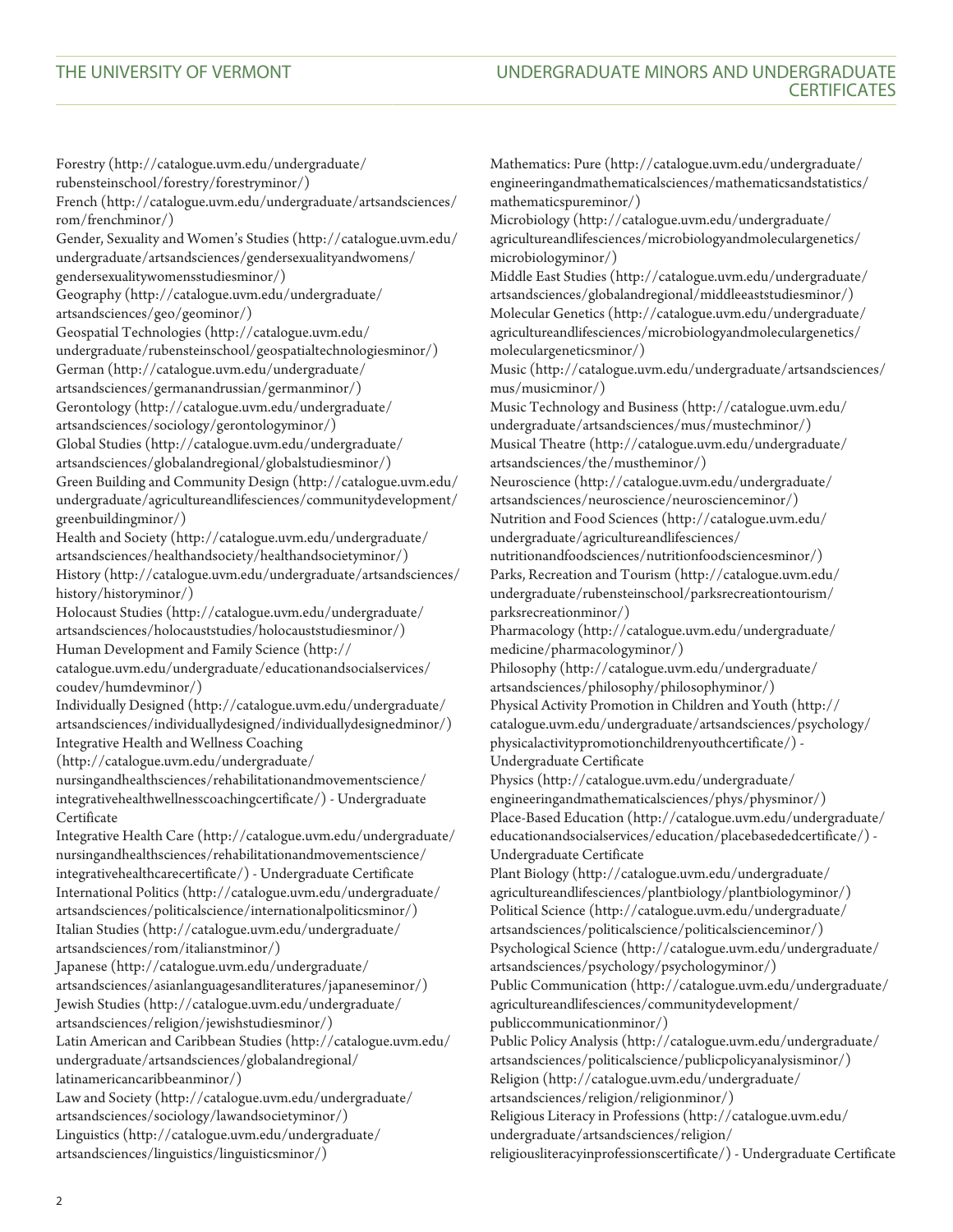Forestry (http://catalogue.uvm.edu/undergraduate/rubensteinschool/forestry/forestryminor/)
French (http://catalogue.uvm.edu/undergraduate/artsandsciences/rom/frenchminor/)
Gender, Sexuality and Women's Studies (http://catalogue.uvm.edu/undergraduate/artsandsciences/gendersexualityandwomens/gendersexualitywomensstudiesminor/)
Geography (http://catalogue.uvm.edu/undergraduate/artsandsciences/geo/geominor/)
Geospatial Technologies (http://catalogue.uvm.edu/undergraduate/rubensteinschool/geospatialtechnologiesminor/)
German (http://catalogue.uvm.edu/undergraduate/artsandsciences/germanandrussian/germanminor/)
Gerontology (http://catalogue.uvm.edu/undergraduate/artsandsciences/sociology/gerontologyminor/)
Global Studies (http://catalogue.uvm.edu/undergraduate/artsandsciences/globalandregional/globalstudiesminor/)
Green Building and Community Design (http://catalogue.uvm.edu/undergraduate/agricultureandlifesciences/communitydevelopment/greenbuildingminor/)
Health and Society (http://catalogue.uvm.edu/undergraduate/artsandsciences/healthandsociety/healthandsocietyminor/)
History (http://catalogue.uvm.edu/undergraduate/artsandsciences/history/historyminor/)
Holocaust Studies (http://catalogue.uvm.edu/undergraduate/artsandsciences/holocauststudies/holocauststudiesminor/)
Human Development and Family Science (http://catalogue.uvm.edu/undergraduate/educationandsocialservices/coudev/humdevminor/)
Individually Designed (http://catalogue.uvm.edu/undergraduate/artsandsciences/individuallydesigned/individuallydesignedminor/)
Integrative Health and Wellness Coaching (http://catalogue.uvm.edu/undergraduate/nursingandhealthsciences/rehabilitationandmovementscience/integrativehealthwellnesscoachingcertificate/) - Undergraduate Certificate
Integrative Health Care (http://catalogue.uvm.edu/undergraduate/nursingandhealthsciences/rehabilitationandmovementscience/integrativehealthcarecertificate/) - Undergraduate Certificate
International Politics (http://catalogue.uvm.edu/undergraduate/artsandsciences/politicalscience/internationalpoliticsminor/)
Italian Studies (http://catalogue.uvm.edu/undergraduate/artsandsciences/rom/italianstminor/)
Japanese (http://catalogue.uvm.edu/undergraduate/artsandsciences/asianlanguagesandliteratures/japaneseminor/)
Jewish Studies (http://catalogue.uvm.edu/undergraduate/artsandsciences/religion/jewishstudiesminor/)
Latin American and Caribbean Studies (http://catalogue.uvm.edu/undergraduate/artsandsciences/globalandregional/latinamericancaribbeanminor/)
Law and Society (http://catalogue.uvm.edu/undergraduate/artsandsciences/sociology/lawandsocietyminor/)
Linguistics (http://catalogue.uvm.edu/undergraduate/artsandsciences/linguistics/linguisticsminor/)
Mathematics: Pure (http://catalogue.uvm.edu/undergraduate/engineeringandmathematicalsciences/mathematicsandstatistics/mathematicspureminor/)
Microbiology (http://catalogue.uvm.edu/undergraduate/agricultureandlifesciences/microbiologyandmoleculargenetics/microbiologyminor/)
Middle East Studies (http://catalogue.uvm.edu/undergraduate/artsandsciences/globalandregional/middleeaststudiesminor/)
Molecular Genetics (http://catalogue.uvm.edu/undergraduate/agricultureandlifesciences/microbiologyandmoleculargenetics/moleculargeneticsminor/)
Music (http://catalogue.uvm.edu/undergraduate/artsandsciences/mus/musicminor/)
Music Technology and Business (http://catalogue.uvm.edu/undergraduate/artsandsciences/mus/mustechminor/)
Musical Theatre (http://catalogue.uvm.edu/undergraduate/artsandsciences/the/mustheminor/)
Neuroscience (http://catalogue.uvm.edu/undergraduate/artsandsciences/neuroscience/neuroscienceminor/)
Nutrition and Food Sciences (http://catalogue.uvm.edu/undergraduate/agricultureandlifesciences/nutritionandfoodsciences/nutritionfoodsciencesminor/)
Parks, Recreation and Tourism (http://catalogue.uvm.edu/undergraduate/rubensteinschool/parksrecreationtourism/parksrecreationminor/)
Pharmacology (http://catalogue.uvm.edu/undergraduate/medicine/pharmacologyminor/)
Philosophy (http://catalogue.uvm.edu/undergraduate/artsandsciences/philosophy/philosophyminor/)
Physical Activity Promotion in Children and Youth (http://catalogue.uvm.edu/undergraduate/artsandsciences/psychology/physicalactivitypromotionchildrenyouthcertificate/) - Undergraduate Certificate
Physics (http://catalogue.uvm.edu/undergraduate/engineeringandmathematicalsciences/phys/physminor/)
Place-Based Education (http://catalogue.uvm.edu/undergraduate/educationandsocialservices/education/placebasededcertificate/) - Undergraduate Certificate
Plant Biology (http://catalogue.uvm.edu/undergraduate/agricultureandlifesciences/plantbiology/plantbiologyminor/)
Political Science (http://catalogue.uvm.edu/undergraduate/artsandsciences/politicalscience/politicalscienceminor/)
Psychological Science (http://catalogue.uvm.edu/undergraduate/artsandsciences/psychology/psychologyminor/)
Public Communication (http://catalogue.uvm.edu/undergraduate/agricultureandlifesciences/communitydevelopment/publiccommunicationminor/)
Public Policy Analysis (http://catalogue.uvm.edu/undergraduate/artsandsciences/politicalscience/publicpolicyanalysisminor/)
Religion (http://catalogue.uvm.edu/undergraduate/artsandsciences/religion/religionminor/)
Religious Literacy in Professions (http://catalogue.uvm.edu/undergraduate/artsandsciences/religion/religiousliteracyinprofessionscertificate/) - Undergraduate Certificate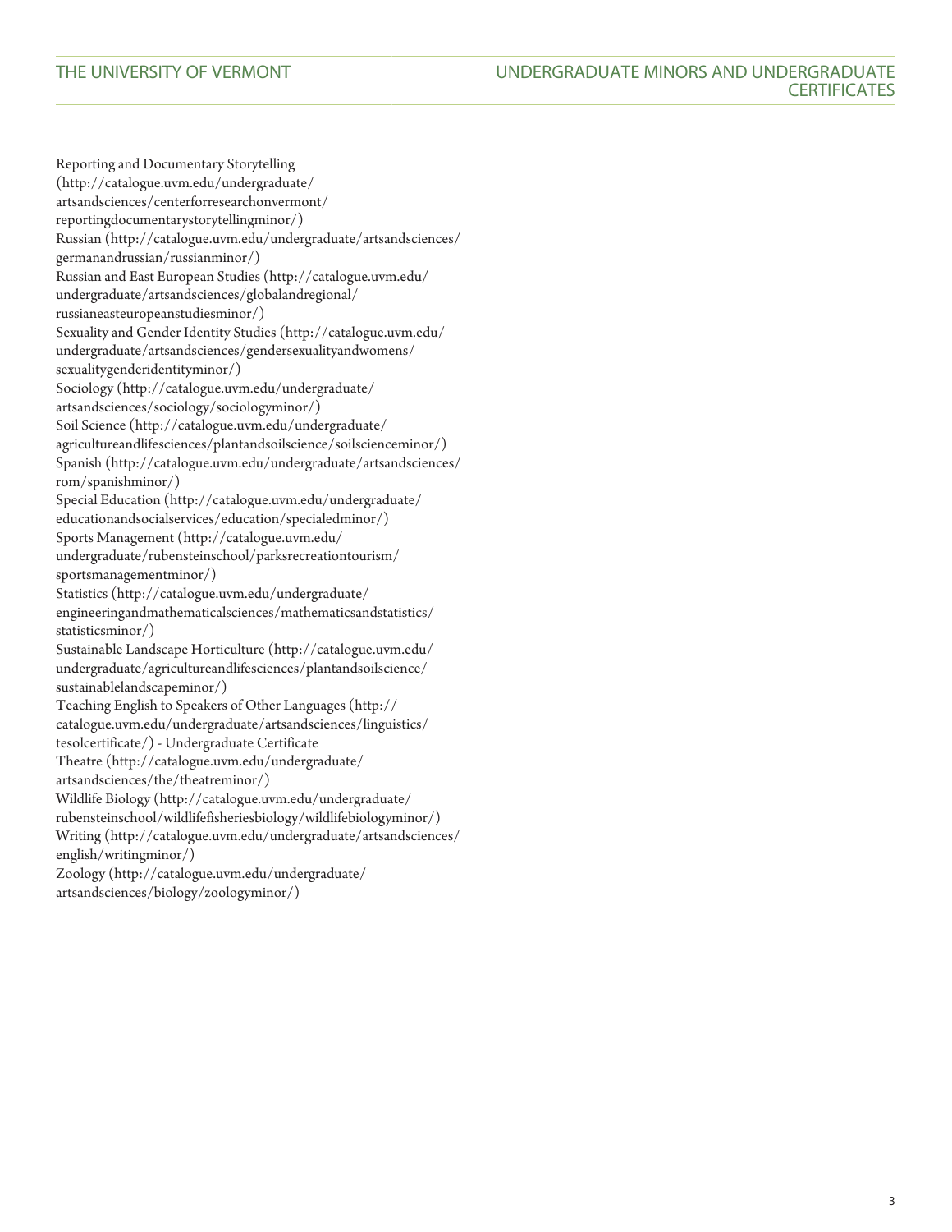Reporting and Documentary Storytelling (http://catalogue.uvm.edu/undergraduate/artsandsciences/centerforresearchonvermont/reportingdocumentarystorytellingminor/)
Russian (http://catalogue.uvm.edu/undergraduate/artsandsciences/germanandrussian/russianminor/)
Russian and East European Studies (http://catalogue.uvm.edu/undergraduate/artsandsciences/globalandregional/russianeasteuropeanstudiesminor/)
Sexuality and Gender Identity Studies (http://catalogue.uvm.edu/undergraduate/artsandsciences/gendersexualityandwomens/sexualitygenderidentityminor/)
Sociology (http://catalogue.uvm.edu/undergraduate/artsandsciences/sociology/sociologyminor/)
Soil Science (http://catalogue.uvm.edu/undergraduate/agricultureandlifesciences/plantandsoilscience/soilscienceminor/)
Spanish (http://catalogue.uvm.edu/undergraduate/artsandsciences/rom/spanishminor/)
Special Education (http://catalogue.uvm.edu/undergraduate/educationandsocialservices/education/specialedminor/)
Sports Management (http://catalogue.uvm.edu/undergraduate/rubensteinschool/parksrecreationtourism/sportsmanagementminor/)
Statistics (http://catalogue.uvm.edu/undergraduate/engineeringandmathematicalsciences/mathematicsandstatistics/statisticsminor/)
Sustainable Landscape Horticulture (http://catalogue.uvm.edu/undergraduate/agricultureandlifesciences/plantandsoilscience/sustainablelandscapeminor/)
Teaching English to Speakers of Other Languages (http://catalogue.uvm.edu/undergraduate/artsandsciences/linguistics/tesolcertificate/) - Undergraduate Certificate
Theatre (http://catalogue.uvm.edu/undergraduate/artsandsciences/the/theatreminor/)
Wildlife Biology (http://catalogue.uvm.edu/undergraduate/rubensteinschool/wildlifefisheriesbiology/wildlifebiologyminor/)
Writing (http://catalogue.uvm.edu/undergraduate/artsandsciences/english/writingminor/)
Zoology (http://catalogue.uvm.edu/undergraduate/artsandsciences/biology/zoologyminor/)